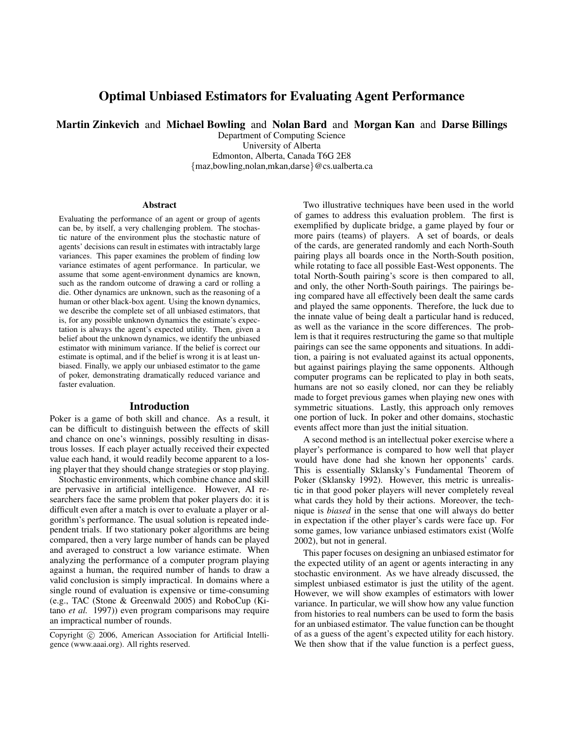# Optimal Unbiased Estimators for Evaluating Agent Performance

**Martin Zinkevich** and **Michael Bowling** and **Nolan Bard** and **Morgan Kan** and **Darse Billings**

Department of Computing Science
University of Alberta
Edmonton, Alberta, Canada T6G 2E8
{maz,bowling,nolan,mkan,darse}@cs.ualberta.ca

### Abstract

Evaluating the performance of an agent or group of agents can be, by itself, a very challenging problem. The stochastic nature of the environment plus the stochastic nature of agents' decisions can result in estimates with intractably large variances. This paper examines the problem of finding low variance estimates of agent performance. In particular, we assume that some agent-environment dynamics are known, such as the random outcome of drawing a card or rolling a die. Other dynamics are unknown, such as the reasoning of a human or other black-box agent. Using the known dynamics, we describe the complete set of all unbiased estimators, that is, for any possible unknown dynamics the estimate's expectation is always the agent's expected utility. Then, given a belief about the unknown dynamics, we identify the unbiased estimator with minimum variance. If the belief is correct our estimate is optimal, and if the belief is wrong it is at least unbiased. Finally, we apply our unbiased estimator to the game of poker, demonstrating dramatically reduced variance and faster evaluation.

## Introduction

Poker is a game of both skill and chance. As a result, it can be difficult to distinguish between the effects of skill and chance on one's winnings, possibly resulting in disastrous losses. If each player actually received their expected value each hand, it would readily become apparent to a losing player that they should change strategies or stop playing.

Stochastic environments, which combine chance and skill are pervasive in artificial intelligence. However, AI researchers face the same problem that poker players do: it is difficult even after a match is over to evaluate a player or algorithm's performance. The usual solution is repeated independent trials. If two stationary poker algorithms are being compared, then a very large number of hands can be played and averaged to construct a low variance estimate. When analyzing the performance of a computer program playing against a human, the required number of hands to draw a valid conclusion is simply impractical. In domains where a single round of evaluation is expensive or time-consuming (e.g., TAC (Stone & Greenwald 2005) and RoboCup (Kitano *et al.* 1997)) even program comparisons may require an impractical number of rounds.

Copyright © 2006, American Association for Artificial Intelligence (www.aaai.org). All rights reserved.

Two illustrative techniques have been used in the world of games to address this evaluation problem. The first is exemplified by duplicate bridge, a game played by four or more pairs (teams) of players. A set of boards, or deals of the cards, are generated randomly and each North-South pairing plays all boards once in the North-South position, while rotating to face all possible East-West opponents. The total North-South pairing's score is then compared to all, and only, the other North-South pairings. The pairings being compared have all effectively been dealt the same cards and played the same opponents. Therefore, the luck due to the innate value of being dealt a particular hand is reduced, as well as the variance in the score differences. The problem is that it requires restructuring the game so that multiple pairings can see the same opponents and situations. In addition, a pairing is not evaluated against its actual opponents, but against pairings playing the same opponents. Although computer programs can be replicated to play in both seats, humans are not so easily cloned, nor can they be reliably made to forget previous games when playing new ones with symmetric situations. Lastly, this approach only removes one portion of luck. In poker and other domains, stochastic events affect more than just the initial situation.

A second method is an intellectual poker exercise where a player's performance is compared to how well that player would have done had she known her opponents' cards. This is essentially Sklansky's Fundamental Theorem of Poker (Sklansky 1992). However, this metric is unrealistic in that good poker players will never completely reveal what cards they hold by their actions. Moreover, the technique is *biased* in the sense that one will always do better in expectation if the other player's cards were face up. For some games, low variance unbiased estimators exist (Wolfe 2002), but not in general.

This paper focuses on designing an unbiased estimator for the expected utility of an agent or agents interacting in any stochastic environment. As we have already discussed, the simplest unbiased estimator is just the utility of the agent. However, we will show examples of estimators with lower variance. In particular, we will show how any value function from histories to real numbers can be used to form the basis for an unbiased estimator. The value function can be thought of as a guess of the agent's expected utility for each history. We then show that if the value function is a perfect guess,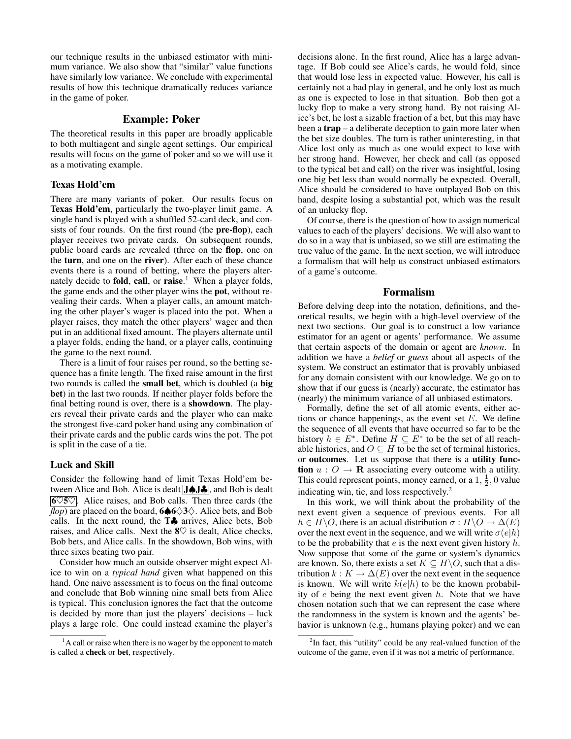our technique results in the unbiased estimator with minimum variance. We also show that "similar" value functions have similarly low variance. We conclude with experimental results of how this technique dramatically reduces variance in the game of poker.

## Example: Poker

The theoretical results in this paper are broadly applicable to both multiagent and single agent settings. Our empirical results will focus on the game of poker and so we will use it as a motivating example.

### Texas Hold'em

There are many variants of poker. Our results focus on **Texas Hold'em**, particularly the two-player limit game. A single hand is played with a shuffled 52-card deck, and consists of four rounds. On the first round (the **pre-flop**), each player receives two private cards. On subsequent rounds, public board cards are revealed (three on the **flop**, one on the **turn**, and one on the **river**). After each of these chance events there is a round of betting, where the players alternately decide to **fold**, **call**, or **raise**.[1] When a player folds, the game ends and the other player wins the **pot**, without revealing their cards. When a player calls, an amount matching the other player's wager is placed into the pot. When a player raises, they match the other players' wager and then put in an additional fixed amount. The players alternate until a player folds, ending the hand, or a player calls, continuing the game to the next round.

There is a limit of four raises per round, so the betting sequence has a finite length. The fixed raise amount in the first two rounds is called the **small bet**, which is doubled (a **big bet**) in the last two rounds. If neither player folds before the final betting round is over, there is a **showdown**. The players reveal their private cards and the player who can make the strongest five-card poker hand using any combination of their private cards and the public cards wins the pot. The pot is split in the case of a tie.

### Luck and Skill

Consider the following hand of limit Texas Hold'em between Alice and Bob. Alice is dealt **J♠J♣**, and Bob is dealt **6♡5♡**. Alice raises, and Bob calls. Then three cards (the *flop*) are placed on the board, **6♠6◇3◇**. Alice bets, and Bob calls. In the next round, the **T♣** arrives, Alice bets, Bob raises, and Alice calls. Next the **8♡** is dealt, Alice checks, Bob bets, and Alice calls. In the showdown, Bob wins, with three sixes beating two pair.

Consider how much an outside observer might expect Alice to win on a *typical hand* given what happened on this hand. One naive assessment is to focus on the final outcome and conclude that Bob winning nine small bets from Alice is typical. This conclusion ignores the fact that the outcome is decided by more than just the players' decisions – luck plays a large role. One could instead examine the player's decisions alone. In the first round, Alice has a large advantage. If Bob could see Alice's cards, he would fold, since that would lose less in expected value. However, his call is certainly not a bad play in general, and he only lost as much as one is expected to lose in that situation. Bob then got a lucky flop to make a very strong hand. By not raising Alice's bet, he lost a sizable fraction of a bet, but this may have been a **trap** – a deliberate deception to gain more later when the bet size doubles. The turn is rather uninteresting, in that Alice lost only as much as one would expect to lose with her strong hand. However, her check and call (as opposed to the typical bet and call) on the river was insightful, losing one big bet less than would normally be expected. Overall, Alice should be considered to have outplayed Bob on this hand, despite losing a substantial pot, which was the result of an unlucky flop.

Of course, there is the question of how to assign numerical values to each of the players' decisions. We will also want to do so in a way that is unbiased, so we still are estimating the true value of the game. In the next section, we will introduce a formalism that will help us construct unbiased estimators of a game's outcome.

## Formalism

Before delving deep into the notation, definitions, and theoretical results, we begin with a high-level overview of the next two sections. Our goal is to construct a low variance estimator for an agent or agents' performance. We assume that certain aspects of the domain or agent are *known*. In addition we have a *belief* or *guess* about all aspects of the system. We construct an estimator that is provably unbiased for any domain consistent with our knowledge. We go on to show that if our guess is (nearly) accurate, the estimator has (nearly) the minimum variance of all unbiased estimators.

Formally, define the set of all atomic events, either actions or chance happenings, as the event set $E$. We define the sequence of all events that have occurred so far to be the history $h \in E^*$. Define $H \subseteq E^*$ to be the set of all reachable histories, and $O \subseteq H$ to be the set of terminal histories, or **outcomes**. Let us suppose that there is a **utility function** $u : O \to \mathbf{R}$ associating every outcome with a utility. This could represent points, money earned, or a $1, \frac{1}{2}, 0$ value indicating win, tie, and loss respectively.[2]

In this work, we will think about the probability of the next event given a sequence of previous events. For all $h \in H \backslash O$, there is an actual distribution $\sigma : H \backslash O \to \Delta(E)$ over the next event in the sequence, and we will write $\sigma(e|h)$ to be the probability that $e$ is the next event given history $h$. Now suppose that some of the game or system's dynamics are known. So, there exists a set $K \subseteq H \backslash O$, such that a distribution $k : K \to \Delta(E)$ over the next event in the sequence is known. We will write $k(e|h)$ to be the known probability of $e$ being the next event given $h$. Note that we have chosen notation such that we can represent the case where the randomness in the system is known and the agents' behavior is unknown (e.g., humans playing poker) and we can

[1] A call or raise when there is no wager by the opponent to match is called a **check** or **bet**, respectively.

[2] In fact, this "utility" could be any real-valued function of the outcome of the game, even if it was not a metric of performance.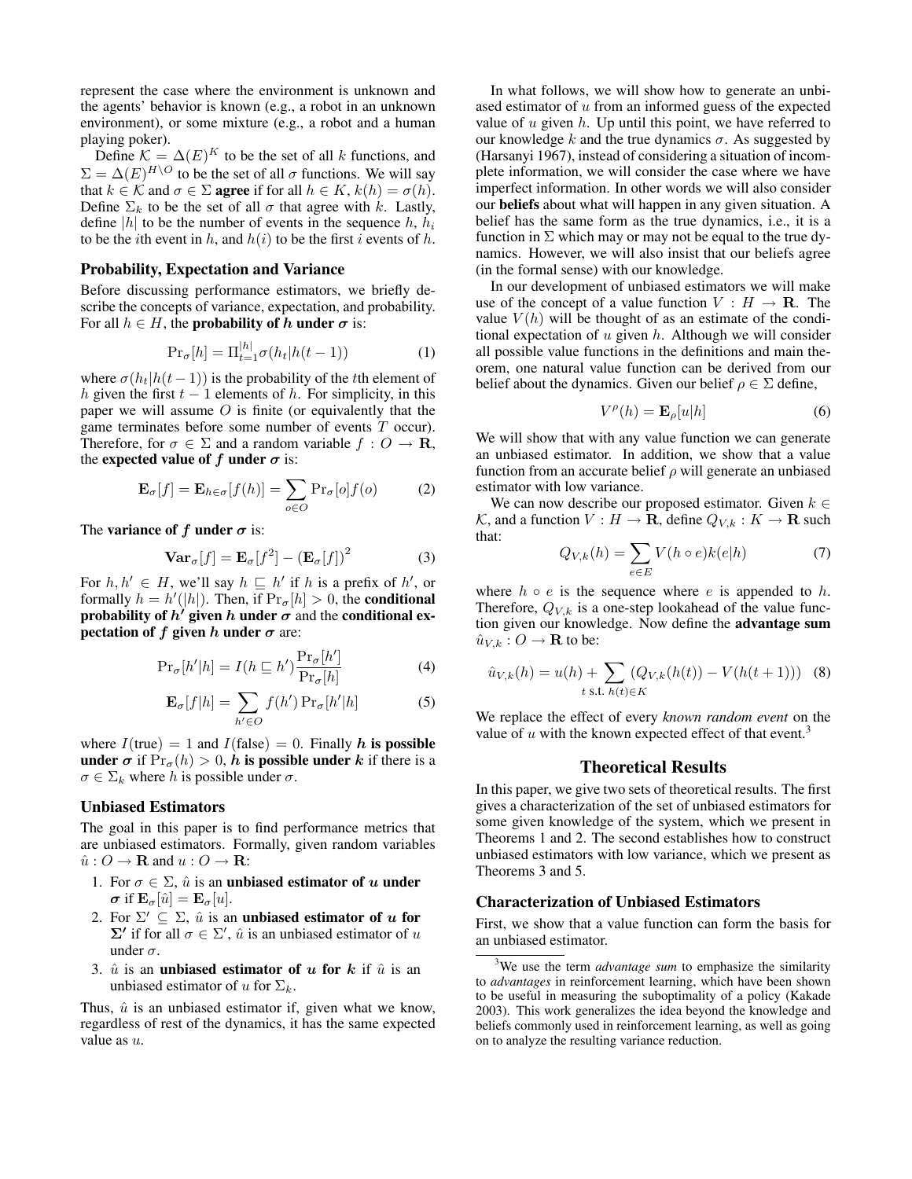represent the case where the environment is unknown and the agents' behavior is known (e.g., a robot in an unknown environment), or some mixture (e.g., a robot and a human playing poker).

Define $\mathcal{K} = \Delta(E)^K$ to be the set of all $k$ functions, and $\Sigma = \Delta(E)^{H \setminus O}$ to be the set of all $\sigma$ functions. We will say that $k \in \mathcal{K}$ and $\sigma \in \Sigma$ **agree** if for all $h \in K$, $k(h) = \sigma(h)$. Define $\Sigma_k$ to be the set of all $\sigma$ that agree with $k$. Lastly, define $|h|$ to be the number of events in the sequence $h$, $h_i$ to be the $i$th event in $h$, and $h(i)$ to be the first $i$ events of $h$.

### Probability, Expectation and Variance

Before discussing performance estimators, we briefly describe the concepts of variance, expectation, and probability. For all $h \in H$, the **probability of $h$ under $\sigma$** is:

$$\Pr_\sigma[h] = \Pi_{t=1}^{|h|} \sigma(h_t | h(t-1)) \tag{1}$$

where $\sigma(h_t|h(t-1))$ is the probability of the $t$th element of $h$ given the first $t-1$ elements of $h$. For simplicity, in this paper we will assume $O$ is finite (or equivalently that the game terminates before some number of events $T$ occur). Therefore, for $\sigma \in \Sigma$ and a random variable $f : O \to \mathbf{R}$, the **expected value of $f$ under $\sigma$** is:

$$\mathbf{E}_\sigma[f] = \mathbf{E}_{h \in \sigma}[f(h)] = \sum_{o \in O} \Pr_\sigma[o] f(o) \tag{2}$$

The **variance of $f$ under $\sigma$** is:

$$\mathbf{Var}_\sigma[f] = \mathbf{E}_\sigma[f^2] - (\mathbf{E}_\sigma[f])^2 \tag{3}$$

For $h, h' \in H$, we'll say $h \sqsubseteq h'$ if $h$ is a prefix of $h'$, or formally $h = h'(|h|)$. Then, if $\Pr_\sigma[h] > 0$, the **conditional probability of $h'$ given $h$ under $\sigma$** and the **conditional expectation of $f$ given $h$ under $\sigma$** are:

$$\Pr_\sigma[h'|h] = I(h \sqsubseteq h') \frac{\Pr_\sigma[h']}{\Pr_\sigma[h]} \tag{4}$$

$$\mathbf{E}_\sigma[f|h] = \sum_{h' \in O} f(h') \Pr_\sigma[h'|h] \tag{5}$$

where $I(\text{true}) = 1$ and $I(\text{false}) = 0$. Finally **$h$ is possible under $\sigma$** if $\Pr_\sigma(h) > 0$, **$h$ is possible under $k$** if there is a $\sigma \in \Sigma_k$ where $h$ is possible under $\sigma$.

### Unbiased Estimators

The goal in this paper is to find performance metrics that are unbiased estimators. Formally, given random variables $\hat{u} : O \to \mathbf{R}$ and $u : O \to \mathbf{R}$:

1. For $\sigma \in \Sigma$, $\hat{u}$ is an **unbiased estimator of $u$ under $\sigma$** if $\mathbf{E}_\sigma[\hat{u}] = \mathbf{E}_\sigma[u]$.
2. For $\Sigma' \subseteq \Sigma$, $\hat{u}$ is an **unbiased estimator of $u$ for $\Sigma'$** if for all $\sigma \in \Sigma'$, $\hat{u}$ is an unbiased estimator of $u$ under $\sigma$.
3. $\hat{u}$ is an **unbiased estimator of $u$ for $k$** if $\hat{u}$ is an unbiased estimator of $u$ for $\Sigma_k$.

Thus, $\hat{u}$ is an unbiased estimator if, given what we know, regardless of rest of the dynamics, it has the same expected value as $u$.

In what follows, we will show how to generate an unbiased estimator of $u$ from an informed guess of the expected value of $u$ given $h$. Up until this point, we have referred to our knowledge $k$ and the true dynamics $\sigma$. As suggested by (Harsanyi 1967), instead of considering a situation of incomplete information, we will consider the case where we have imperfect information. In other words we will also consider our **beliefs** about what will happen in any given situation. A belief has the same form as the true dynamics, i.e., it is a function in $\Sigma$ which may or may not be equal to the true dynamics. However, we will also insist that our beliefs agree (in the formal sense) with our knowledge.

In our development of unbiased estimators we will make use of the concept of a value function $V : H \to \mathbf{R}$. The value $V(h)$ will be thought of as an estimate of the conditional expectation of $u$ given $h$. Although we will consider all possible value functions in the definitions and main theorem, one natural value function can be derived from our belief about the dynamics. Given our belief $\rho \in \Sigma$ define,

$$V^\rho(h) = \mathbf{E}_\rho[u|h] \tag{6}$$

We will show that with any value function we can generate an unbiased estimator. In addition, we show that a value function from an accurate belief $\rho$ will generate an unbiased estimator with low variance.

We can now describe our proposed estimator. Given $k \in \mathcal{K}$, and a function $V : H \to \mathbf{R}$, define $Q_{V,k} : K \to \mathbf{R}$ such that:

$$Q_{V,k}(h) = \sum_{e \in E} V(h \circ e) k(e|h) \tag{7}$$

where $h \circ e$ is the sequence where $e$ is appended to $h$. Therefore, $Q_{V,k}$ is a one-step lookahead of the value function given our knowledge. Now define the **advantage sum** $\hat{u}_{V,k} : O \to \mathbf{R}$ to be:

$$\hat{u}_{V,k}(h) = u(h) + \sum_{t \text{ s.t. } h(t) \in K} (Q_{V,k}(h(t)) - V(h(t+1))) \tag{8}$$

We replace the effect of every *known random event* on the value of $u$ with the known expected effect of that event.[3]

## Theoretical Results

In this paper, we give two sets of theoretical results. The first gives a characterization of the set of unbiased estimators for some given knowledge of the system, which we present in Theorems 1 and 2. The second establishes how to construct unbiased estimators with low variance, which we present as Theorems 3 and 5.

### Characterization of Unbiased Estimators

First, we show that a value function can form the basis for an unbiased estimator.

[3] We use the term *advantage sum* to emphasize the similarity to *advantages* in reinforcement learning, which have been shown to be useful in measuring the suboptimality of a policy (Kakade 2003). This work generalizes the idea beyond the knowledge and beliefs commonly used in reinforcement learning, as well as going on to analyze the resulting variance reduction.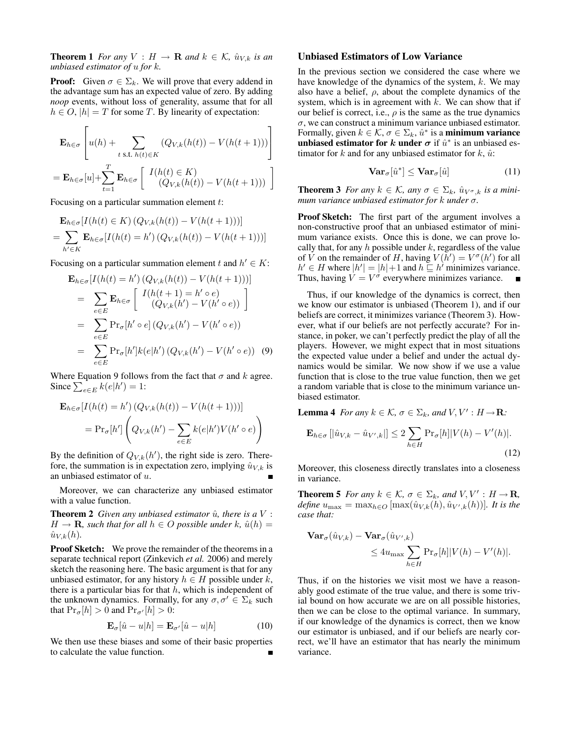**Theorem 1** *For any $V : H \to \mathbf{R}$ and $k \in \mathcal{K}$, $\hat{u}_{V,k}$ is an unbiased estimator of $u$ for $k$.*

**Proof:** Given $\sigma \in \Sigma_k$. We will prove that every addend in the advantage sum has an expected value of zero. By adding *noop* events, without loss of generality, assume that for all $h \in O$, $|h| = T$ for some $T$. By linearity of expectation:

$$\mathbf{E}_{h \in \sigma}\left[u(h) + \sum_{t \text{ s.t. } h(t) \in K} (Q_{V,k}(h(t)) - V(h(t+1)))\right]$$
$$= \mathbf{E}_{h\in\sigma}[u] + \sum_{t=1}^{T} \mathbf{E}_{h\in\sigma}\left[\begin{array}{c} I(h(t) \in K) \\ (Q_{V,k}(h(t)) - V(h(t+1))) \end{array}\right]$$

Focusing on a particular summation element $t$:

$$\mathbf{E}_{h\in\sigma}[I(h(t) \in K)\,(Q_{V,k}(h(t)) - V(h(t+1)))]$$
$$= \sum_{h' \in K} \mathbf{E}_{h\in\sigma}[I(h(t) = h')\,(Q_{V,k}(h(t)) - V(h(t+1)))]$$

Focusing on a particular summation element $t$ and $h' \in K$:

$$\begin{aligned}
&\mathbf{E}_{h\in\sigma}[I(h(t) = h')\,(Q_{V,k}(h(t)) - V(h(t+1)))] \\
&= \sum_{e \in E} \mathbf{E}_{h\in\sigma}\left[\begin{array}{c} I(h(t+1) = h' \circ e) \\ (Q_{V,k}(h') - V(h' \circ e)) \end{array}\right] \\
&= \sum_{e\in E} \Pr_\sigma[h' \circ e]\,(Q_{V,k}(h') - V(h' \circ e)) \\
&= \sum_{e\in E} \Pr_\sigma[h'] k(e|h')\,(Q_{V,k}(h') - V(h' \circ e)) \quad (9)
\end{aligned}$$

Where Equation 9 follows from the fact that $\sigma$ and $k$ agree. Since $\sum_{e\in E} k(e|h') = 1$:

$$\mathbf{E}_{h\in\sigma}[I(h(t) = h')\,(Q_{V,k}(h(t)) - V(h(t+1)))]$$
$$= \Pr_\sigma[h']\left(Q_{V,k}(h') - \sum_{e\in E} k(e|h')V(h' \circ e)\right)$$

By the definition of $Q_{V,k}(h')$, the right side is zero. Therefore, the summation is in expectation zero, implying $\hat{u}_{V,k}$ is an unbiased estimator of $u$. ∎

Moreover, we can characterize any unbiased estimator with a value function.

**Theorem 2** *Given any unbiased estimator $\hat{u}$, there is a $V : H \to \mathbf{R}$, such that for all $h \in O$ possible under $k$, $\hat{u}(h) = \hat{u}_{V,k}(h)$.*

**Proof Sketch:** We prove the remainder of the theorems in a separate technical report (Zinkevich *et al.* 2006) and merely sketch the reasoning here. The basic argument is that for any unbiased estimator, for any history $h \in H$ possible under $k$, there is a particular bias for that $h$, which is independent of the unknown dynamics. Formally, for any $\sigma, \sigma' \in \Sigma_k$ such that $\Pr_\sigma[h] > 0$ and $\Pr_{\sigma'}[h] > 0$:

$$\mathbf{E}_\sigma[\hat{u} - u|h] = \mathbf{E}_{\sigma'}[\hat{u} - u|h] \quad (10)$$

We then use these biases and some of their basic properties to calculate the value function. ∎

## Unbiased Estimators of Low Variance

In the previous section we considered the case where we have knowledge of the dynamics of the system, $k$. We may also have a belief, $\rho$, about the complete dynamics of the system, which is in agreement with $k$. We can show that if our belief is correct, i.e., $\rho$ is the same as the true dynamics $\sigma$, we can construct a minimum variance unbiased estimator. Formally, given $k \in \mathcal{K}$, $\sigma \in \Sigma_k$, $\hat{u}^*$ is a **minimum variance unbiased estimator for $k$ under $\sigma$** if $\hat{u}^*$ is an unbiased estimator for $k$ and for any unbiased estimator for $k$, $\hat{u}$:

$$\mathbf{Var}_\sigma[\hat{u}^*] \leq \mathbf{Var}_\sigma[\hat{u}] \quad (11)$$

**Theorem 3** *For any $k \in \mathcal{K}$, any $\sigma \in \Sigma_k$, $\hat{u}_{V^\sigma,k}$ is a minimum variance unbiased estimator for $k$ under $\sigma$.*

**Proof Sketch:** The first part of the argument involves a non-constructive proof that an unbiased estimator of minimum variance exists. Once this is done, we can prove locally that, for any $h$ possible under $k$, regardless of the value of $V$ on the remainder of $H$, having $V(h') = V^\sigma(h')$ for all $h' \in H$ where $|h'| = |h|+1$ and $h \sqsubseteq h'$ minimizes variance. Thus, having $V = V^\sigma$ everywhere minimizes variance. ∎

Thus, if our knowledge of the dynamics is correct, then we know our estimator is unbiased (Theorem 1), and if our beliefs are correct, it minimizes variance (Theorem 3). However, what if our beliefs are not perfectly accurate? For instance, in poker, we can't perfectly predict the play of all the players. However, we might expect that in most situations the expected value under a belief and under the actual dynamics would be similar. We now show if we use a value function that is close to the true value function, then we get a random variable that is close to the minimum variance unbiased estimator.

**Lemma 4** *For any $k \in \mathcal{K}$, $\sigma \in \Sigma_k$, and $V, V' : H \to \mathbf{R}$:*

$$\mathbf{E}_{h\in\sigma}\left[|\hat{u}_{V,k} - \hat{u}_{V',k}|\right] \leq 2\sum_{h\in H} \Pr_\sigma[h]|V(h) - V'(h)|. \quad (12)$$

Moreover, this closeness directly translates into a closeness in variance.

**Theorem 5** *For any $k \in \mathcal{K}$, $\sigma \in \Sigma_k$, and $V, V' : H \to \mathbf{R}$, define $u_{\max} = \max_{h\in O}\left[\max(\hat{u}_{V,k}(h), \hat{u}_{V',k}(h))\right]$. It is the case that:*

$$\mathbf{Var}_\sigma(\hat{u}_{V,k}) - \mathbf{Var}_\sigma(\hat{u}_{V',k})$$
$$\leq 4u_{\max}\sum_{h\in H}\Pr_\sigma[h]|V(h) - V'(h)|.$$

Thus, if on the histories we visit most we have a reasonably good estimate of the true value, and there is some trivial bound on how accurate we are on all possible histories, then we can be close to the optimal variance. In summary, if our knowledge of the dynamics is correct, then we know our estimator is unbiased, and if our beliefs are nearly correct, we'll have an estimator that has nearly the minimum variance.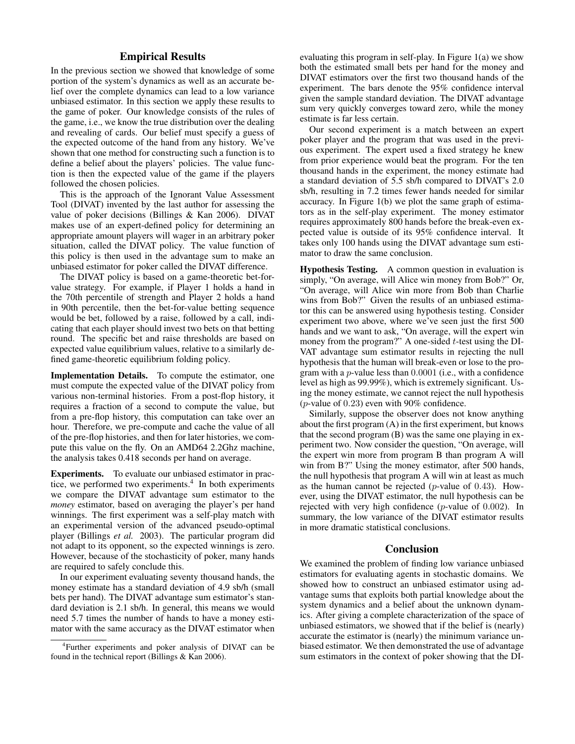## Empirical Results

In the previous section we showed that knowledge of some portion of the system's dynamics as well as an accurate belief over the complete dynamics can lead to a low variance unbiased estimator. In this section we apply these results to the game of poker. Our knowledge consists of the rules of the game, i.e., we know the true distribution over the dealing and revealing of cards. Our belief must specify a guess of the expected outcome of the hand from any history. We've shown that one method for constructing such a function is to define a belief about the players' policies. The value function is then the expected value of the game if the players followed the chosen policies.

This is the approach of the Ignorant Value Assessment Tool (DIVAT) invented by the last author for assessing the value of poker decisions (Billings & Kan 2006). DIVAT makes use of an expert-defined policy for determining an appropriate amount players will wager in an arbitrary poker situation, called the DIVAT policy. The value function of this policy is then used in the advantage sum to make an unbiased estimator for poker called the DIVAT difference.

The DIVAT policy is based on a game-theoretic bet-for-value strategy. For example, if Player 1 holds a hand in the 70th percentile of strength and Player 2 holds a hand in 90th percentile, then the bet-for-value betting sequence would be bet, followed by a raise, followed by a call, indicating that each player should invest two bets on that betting round. The specific bet and raise thresholds are based on expected value equilibrium values, relative to a similarly defined game-theoretic equilibrium folding policy.

**Implementation Details.** To compute the estimator, one must compute the expected value of the DIVAT policy from various non-terminal histories. From a post-flop history, it requires a fraction of a second to compute the value, but from a pre-flop history, this computation can take over an hour. Therefore, we pre-compute and cache the value of all of the pre-flop histories, and then for later histories, we compute this value on the fly. On an AMD64 2.2Ghz machine, the analysis takes 0.418 seconds per hand on average.

**Experiments.** To evaluate our unbiased estimator in practice, we performed two experiments.[4] In both experiments we compare the DIVAT advantage sum estimator to the *money* estimator, based on averaging the player's per hand winnings. The first experiment was a self-play match with an experimental version of the advanced pseudo-optimal player (Billings *et al.* 2003). The particular program did not adapt to its opponent, so the expected winnings is zero. However, because of the stochasticity of poker, many hands are required to safely conclude this.

In our experiment evaluating seventy thousand hands, the money estimate has a standard deviation of 4.9 sb/h (small bets per hand). The DIVAT advantage sum estimator's standard deviation is 2.1 sb/h. In general, this means we would need 5.7 times the number of hands to have a money estimator with the same accuracy as the DIVAT estimator when evaluating this program in self-play. In Figure 1(a) we show both the estimated small bets per hand for the money and DIVAT estimators over the first two thousand hands of the experiment. The bars denote the 95% confidence interval given the sample standard deviation. The DIVAT advantage sum very quickly converges toward zero, while the money estimate is far less certain.

Our second experiment is a match between an expert poker player and the program that was used in the previous experiment. The expert used a fixed strategy he knew from prior experience would beat the program. For the ten thousand hands in the experiment, the money estimate had a standard deviation of 5.5 sb/h compared to DIVAT's 2.0 sb/h, resulting in 7.2 times fewer hands needed for similar accuracy. In Figure 1(b) we plot the same graph of estimators as in the self-play experiment. The money estimator requires approximately 800 hands before the break-even expected value is outside of its 95% confidence interval. It takes only 100 hands using the DIVAT advantage sum estimator to draw the same conclusion.

**Hypothesis Testing.** A common question in evaluation is simply, "On average, will Alice win money from Bob?" Or, "On average, will Alice win more from Bob than Charlie wins from Bob?" Given the results of an unbiased estimator this can be answered using hypothesis testing. Consider experiment two above, where we've seen just the first 500 hands and we want to ask, "On average, will the expert win money from the program?" A one-sided $t$-test using the DIVAT advantage sum estimator results in rejecting the null hypothesis that the human will break-even or lose to the program with a $p$-value less than $0.0001$ (i.e., with a confidence level as high as 99.99%), which is extremely significant. Using the money estimate, we cannot reject the null hypothesis ($p$-value of $0.23$) even with 90% confidence.

Similarly, suppose the observer does not know anything about the first program (A) in the first experiment, but knows that the second program (B) was the same one playing in experiment two. Now consider the question, "On average, will the expert win more from program B than program A will win from B?" Using the money estimator, after 500 hands, the null hypothesis that program A will win at least as much as the human cannot be rejected ($p$-value of $0.43$). However, using the DIVAT estimator, the null hypothesis can be rejected with very high confidence ($p$-value of $0.002$). In summary, the low variance of the DIVAT estimator results in more dramatic statistical conclusions.

## Conclusion

We examined the problem of finding low variance unbiased estimators for evaluating agents in stochastic domains. We showed how to construct an unbiased estimator using advantage sums that exploits both partial knowledge about the system dynamics and a belief about the unknown dynamics. After giving a complete characterization of the space of unbiased estimators, we showed that if the belief is (nearly) accurate the estimator is (nearly) the minimum variance unbiased estimator. We then demonstrated the use of advantage sum estimators in the context of poker showing that the DI-

[4] Further experiments and poker analysis of DIVAT can be found in the technical report (Billings & Kan 2006).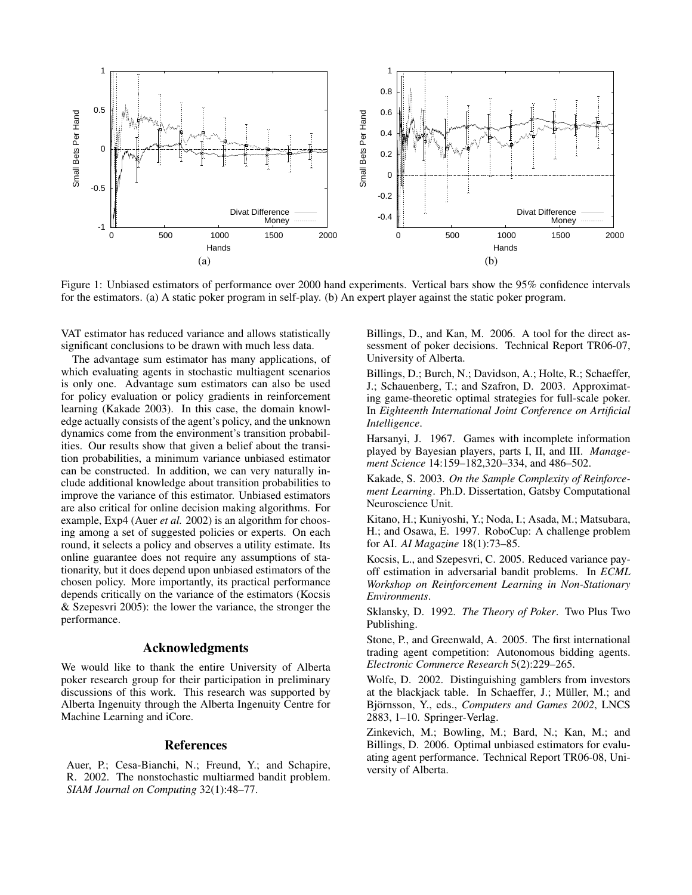1
0.5
0
-0.5
-1
Small Bets Per Hand
0 500 1000 1500 2000
Hands
Divat Difference
Money
(a)

1
0.8
0.6
0.4
0.2
0
-0.2
-0.4
Small Bets Per Hand
0 500 1000 1500 2000
Hands
Divat Difference
Money
(b)

Figure 1: Unbiased estimators of performance over 2000 hand experiments. Vertical bars show the 95% confidence intervals for the estimators. (a) A static poker program in self-play. (b) An expert player against the static poker program.

VAT estimator has reduced variance and allows statistically significant conclusions to be drawn with much less data.

The advantage sum estimator has many applications, of which evaluating agents in stochastic multiagent scenarios is only one. Advantage sum estimators can also be used for policy evaluation or policy gradients in reinforcement learning (Kakade 2003). In this case, the domain knowledge actually consists of the agent's policy, and the unknown dynamics come from the environment's transition probabilities. Our results show that given a belief about the transition probabilities, a minimum variance unbiased estimator can be constructed. In addition, we can very naturally include additional knowledge about transition probabilities to improve the variance of this estimator. Unbiased estimators are also critical for online decision making algorithms. For example, Exp4 (Auer *et al.* 2002) is an algorithm for choosing among a set of suggested policies or experts. On each round, it selects a policy and observes a utility estimate. Its online guarantee does not require any assumptions of stationarity, but it does depend upon unbiased estimators of the chosen policy. More importantly, its practical performance depends critically on the variance of the estimators (Kocsis & Szepesvri 2005): the lower the variance, the stronger the performance.

## Acknowledgments

We would like to thank the entire University of Alberta poker research group for their participation in preliminary discussions of this work. This research was supported by Alberta Ingenuity through the Alberta Ingenuity Centre for Machine Learning and iCore.

## References

Auer, P.; Cesa-Bianchi, N.; Freund, Y.; and Schapire, R. 2002. The nonstochastic multiarmed bandit problem. *SIAM Journal on Computing* 32(1):48–77.

Billings, D., and Kan, M. 2006. A tool for the direct assessment of poker decisions. Technical Report TR06-07, University of Alberta.

Billings, D.; Burch, N.; Davidson, A.; Holte, R.; Schaeffer, J.; Schauenberg, T.; and Szafron, D. 2003. Approximating game-theoretic optimal strategies for full-scale poker. In *Eighteenth International Joint Conference on Artificial Intelligence*.

Harsanyi, J. 1967. Games with incomplete information played by Bayesian players, parts I, II, and III. *Management Science* 14:159–182,320–334, and 486–502.

Kakade, S. 2003. *On the Sample Complexity of Reinforcement Learning*. Ph.D. Dissertation, Gatsby Computational Neuroscience Unit.

Kitano, H.; Kuniyoshi, Y.; Noda, I.; Asada, M.; Matsubara, H.; and Osawa, E. 1997. RoboCup: A challenge problem for AI. *AI Magazine* 18(1):73–85.

Kocsis, L., and Szepesvri, C. 2005. Reduced variance payoff estimation in adversarial bandit problems. In *ECML Workshop on Reinforcement Learning in Non-Stationary Environments*.

Sklansky, D. 1992. *The Theory of Poker*. Two Plus Two Publishing.

Stone, P., and Greenwald, A. 2005. The first international trading agent competition: Autonomous bidding agents. *Electronic Commerce Research* 5(2):229–265.

Wolfe, D. 2002. Distinguishing gamblers from investors at the blackjack table. In Schaeffer, J.; Müller, M.; and Björnsson, Y., eds., *Computers and Games 2002*, LNCS 2883, 1–10. Springer-Verlag.

Zinkevich, M.; Bowling, M.; Bard, N.; Kan, M.; and Billings, D. 2006. Optimal unbiased estimators for evaluating agent performance. Technical Report TR06-08, University of Alberta.